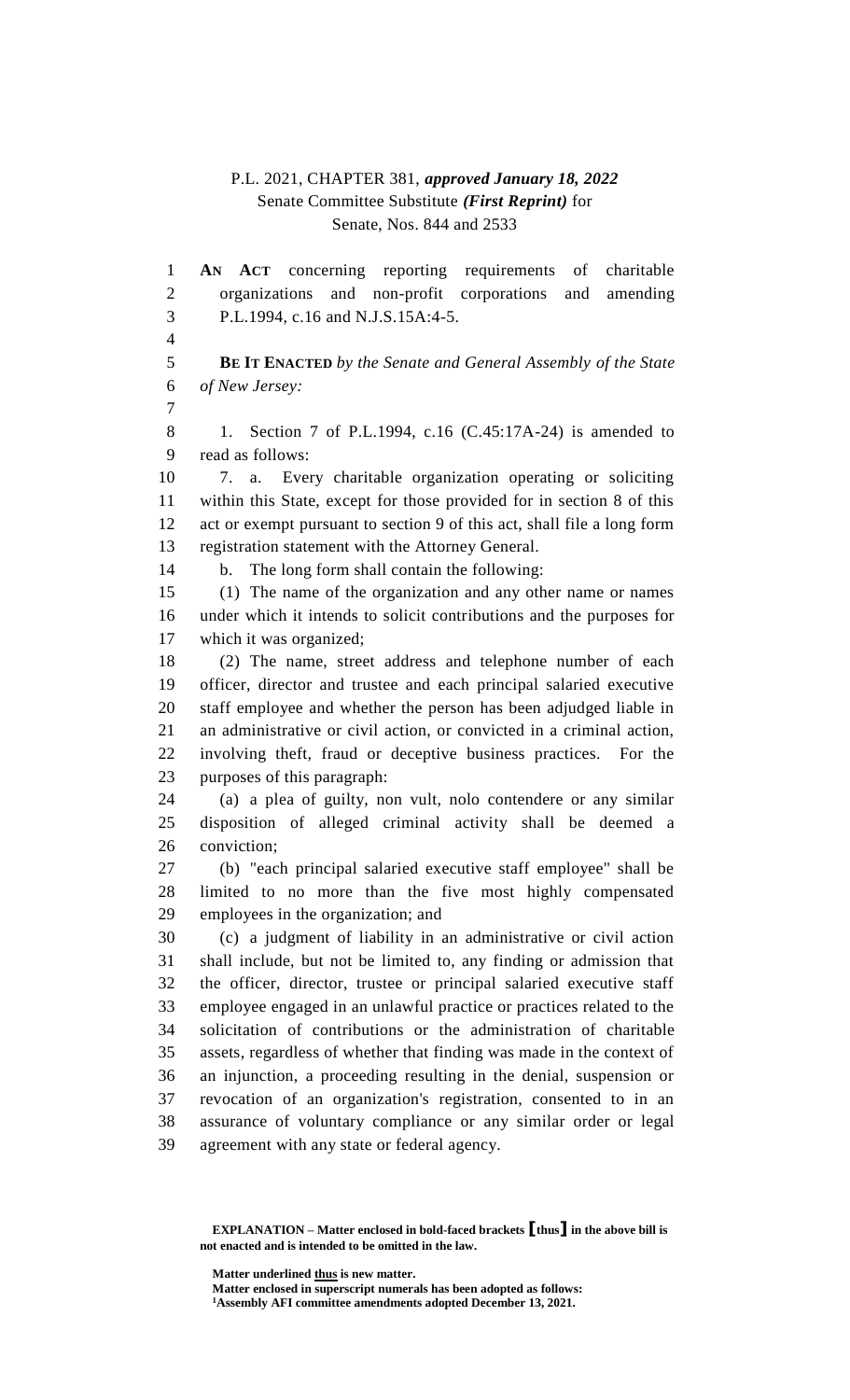P.L. 2021, CHAPTER 381, *approved January 18, 2022*
Senate Committee Substitute *(First Reprint)* for
Senate, Nos. 844 and 2533

**AN ACT** concerning reporting requirements of charitable organizations and non-profit corporations and amending P.L.1994, c.16 and N.J.S.15A:4-5.

**BE IT ENACTED** *by the Senate and General Assembly of the State of New Jersey:*

1. Section 7 of P.L.1994, c.16 (C.45:17A-24) is amended to read as follows:

7. a. Every charitable organization operating or soliciting within this State, except for those provided for in section 8 of this act or exempt pursuant to section 9 of this act, shall file a long form registration statement with the Attorney General.

b. The long form shall contain the following:

(1) The name of the organization and any other name or names under which it intends to solicit contributions and the purposes for which it was organized;

(2) The name, street address and telephone number of each officer, director and trustee and each principal salaried executive staff employee and whether the person has been adjudged liable in an administrative or civil action, or convicted in a criminal action, involving theft, fraud or deceptive business practices. For the purposes of this paragraph:

(a) a plea of guilty, non vult, nolo contendere or any similar disposition of alleged criminal activity shall be deemed a conviction;

(b) "each principal salaried executive staff employee" shall be limited to no more than the five most highly compensated employees in the organization; and

(c) a judgment of liability in an administrative or civil action shall include, but not be limited to, any finding or admission that the officer, director, trustee or principal salaried executive staff employee engaged in an unlawful practice or practices related to the solicitation of contributions or the administration of charitable assets, regardless of whether that finding was made in the context of an injunction, a proceeding resulting in the denial, suspension or revocation of an organization's registration, consented to in an assurance of voluntary compliance or any similar order or legal agreement with any state or federal agency.

**EXPLANATION – Matter enclosed in bold-faced brackets [thus] in the above bill is not enacted and is intended to be omitted in the law.**

**Matter underlined thus is new matter.**
**Matter enclosed in superscript numerals has been adopted as follows:**
**[1]Assembly AFI committee amendments adopted December 13, 2021.**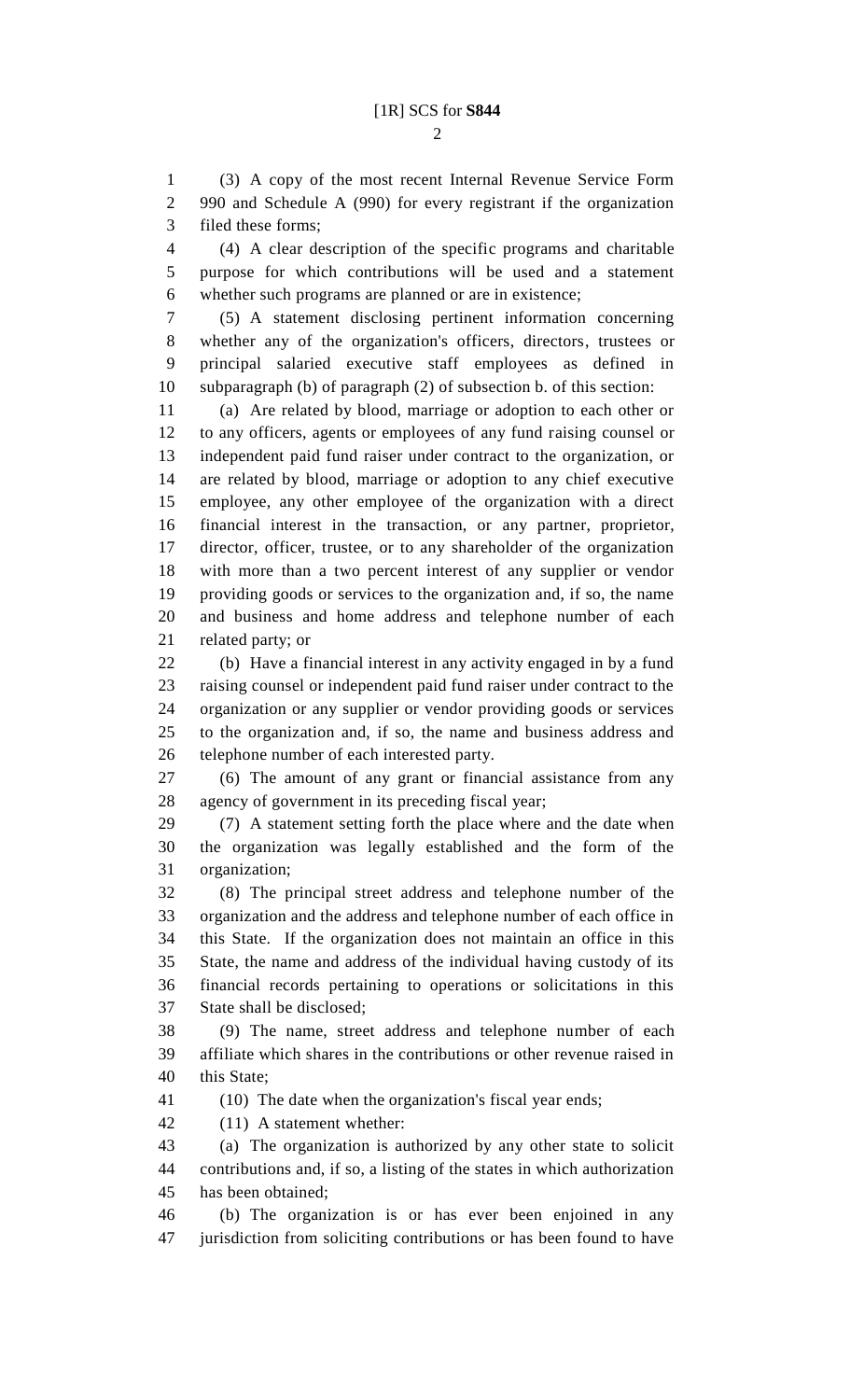(3) A copy of the most recent Internal Revenue Service Form 990 and Schedule A (990) for every registrant if the organization filed these forms;

(4) A clear description of the specific programs and charitable purpose for which contributions will be used and a statement whether such programs are planned or are in existence;

(5) A statement disclosing pertinent information concerning whether any of the organization's officers, directors, trustees or principal salaried executive staff employees as defined in subparagraph (b) of paragraph (2) of subsection b. of this section:

(a) Are related by blood, marriage or adoption to each other or to any officers, agents or employees of any fund raising counsel or independent paid fund raiser under contract to the organization, or are related by blood, marriage or adoption to any chief executive employee, any other employee of the organization with a direct financial interest in the transaction, or any partner, proprietor, director, officer, trustee, or to any shareholder of the organization with more than a two percent interest of any supplier or vendor providing goods or services to the organization and, if so, the name and business and home address and telephone number of each related party; or

(b) Have a financial interest in any activity engaged in by a fund raising counsel or independent paid fund raiser under contract to the organization or any supplier or vendor providing goods or services to the organization and, if so, the name and business address and telephone number of each interested party.

(6) The amount of any grant or financial assistance from any agency of government in its preceding fiscal year;

(7) A statement setting forth the place where and the date when the organization was legally established and the form of the organization;

(8) The principal street address and telephone number of the organization and the address and telephone number of each office in this State. If the organization does not maintain an office in this State, the name and address of the individual having custody of its financial records pertaining to operations or solicitations in this State shall be disclosed;

(9) The name, street address and telephone number of each affiliate which shares in the contributions or other revenue raised in this State;

(10) The date when the organization's fiscal year ends;

(11) A statement whether:

(a) The organization is authorized by any other state to solicit contributions and, if so, a listing of the states in which authorization has been obtained;

(b) The organization is or has ever been enjoined in any jurisdiction from soliciting contributions or has been found to have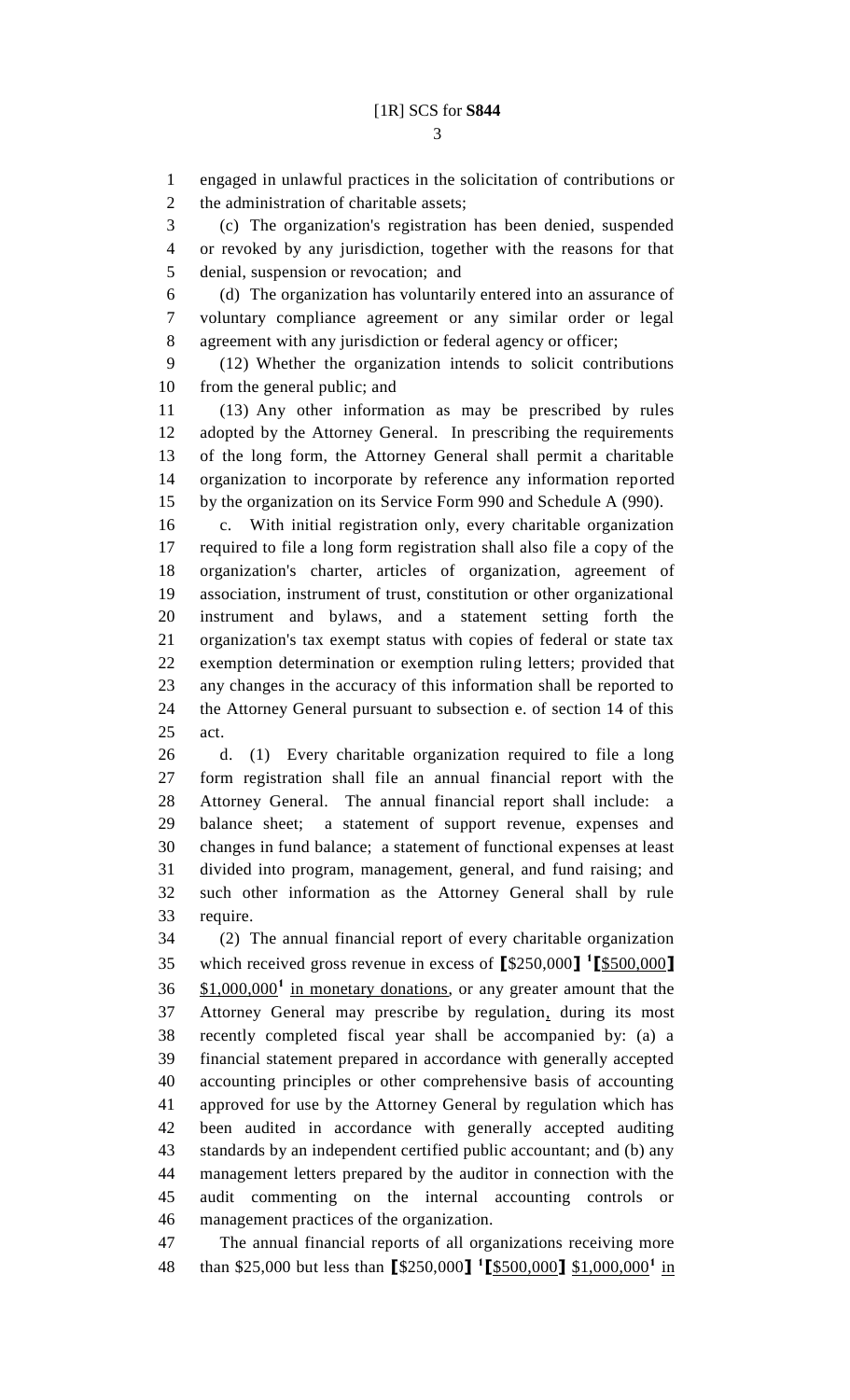engaged in unlawful practices in the solicitation of contributions or the administration of charitable assets;

(c) The organization's registration has been denied, suspended or revoked by any jurisdiction, together with the reasons for that denial, suspension or revocation; and

(d) The organization has voluntarily entered into an assurance of voluntary compliance agreement or any similar order or legal agreement with any jurisdiction or federal agency or officer;

(12) Whether the organization intends to solicit contributions from the general public; and

(13) Any other information as may be prescribed by rules adopted by the Attorney General. In prescribing the requirements of the long form, the Attorney General shall permit a charitable organization to incorporate by reference any information reported by the organization on its Service Form 990 and Schedule A (990).

c. With initial registration only, every charitable organization required to file a long form registration shall also file a copy of the organization's charter, articles of organization, agreement of association, instrument of trust, constitution or other organizational instrument and bylaws, and a statement setting forth the organization's tax exempt status with copies of federal or state tax exemption determination or exemption ruling letters; provided that any changes in the accuracy of this information shall be reported to the Attorney General pursuant to subsection e. of section 14 of this act.

d. (1) Every charitable organization required to file a long form registration shall file an annual financial report with the Attorney General. The annual financial report shall include: a balance sheet; a statement of support revenue, expenses and changes in fund balance; a statement of functional expenses at least divided into program, management, general, and fund raising; and such other information as the Attorney General shall by rule require.

(2) The annual financial report of every charitable organization which received gross revenue in excess of **[**$250,000**]** [1]**[**<u>$500,000</u>**]** <u>$1,000,000</u>[1] <u>in monetary donations</u>, or any greater amount that the Attorney General may prescribe by regulation<u>,</u> during its most recently completed fiscal year shall be accompanied by: (a) a financial statement prepared in accordance with generally accepted accounting principles or other comprehensive basis of accounting approved for use by the Attorney General by regulation which has been audited in accordance with generally accepted auditing standards by an independent certified public accountant; and (b) any management letters prepared by the auditor in connection with the audit commenting on the internal accounting controls or management practices of the organization.

The annual financial reports of all organizations receiving more than $25,000 but less than **[**$250,000**]** [1]**[**<u>$500,000</u>**]** <u>$1,000,000</u>[1] <u>in</u>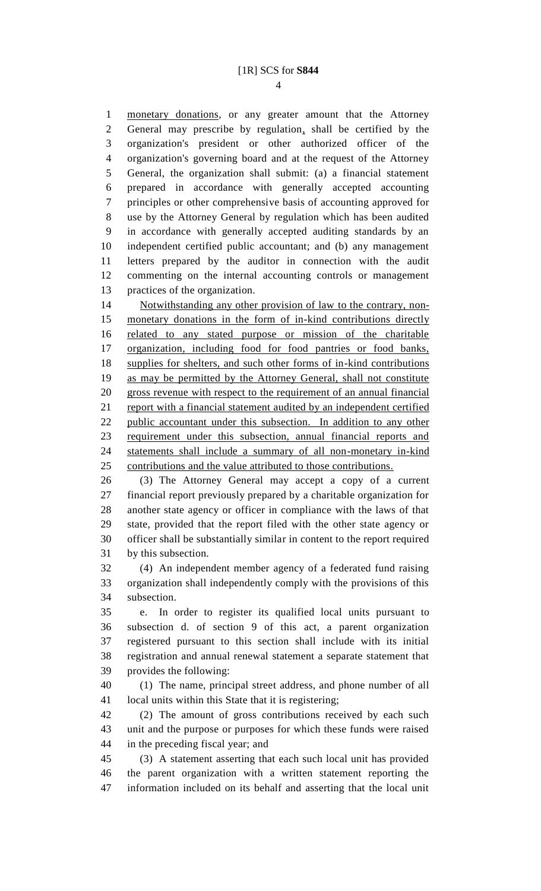monetary donations, or any greater amount that the Attorney General may prescribe by regulation, shall be certified by the organization's president or other authorized officer of the organization's governing board and at the request of the Attorney General, the organization shall submit: (a) a financial statement prepared in accordance with generally accepted accounting principles or other comprehensive basis of accounting approved for use by the Attorney General by regulation which has been audited in accordance with generally accepted auditing standards by an independent certified public accountant; and (b) any management letters prepared by the auditor in connection with the audit commenting on the internal accounting controls or management practices of the organization.

Notwithstanding any other provision of law to the contrary, non-monetary donations in the form of in-kind contributions directly related to any stated purpose or mission of the charitable organization, including food for food pantries or food banks, supplies for shelters, and such other forms of in-kind contributions as may be permitted by the Attorney General, shall not constitute gross revenue with respect to the requirement of an annual financial report with a financial statement audited by an independent certified public accountant under this subsection. In addition to any other requirement under this subsection, annual financial reports and statements shall include a summary of all non-monetary in-kind contributions and the value attributed to those contributions.

(3) The Attorney General may accept a copy of a current financial report previously prepared by a charitable organization for another state agency or officer in compliance with the laws of that state, provided that the report filed with the other state agency or officer shall be substantially similar in content to the report required by this subsection.

(4) An independent member agency of a federated fund raising organization shall independently comply with the provisions of this subsection.

e. In order to register its qualified local units pursuant to subsection d. of section 9 of this act, a parent organization registered pursuant to this section shall include with its initial registration and annual renewal statement a separate statement that provides the following:

(1) The name, principal street address, and phone number of all local units within this State that it is registering;

(2) The amount of gross contributions received by each such unit and the purpose or purposes for which these funds were raised in the preceding fiscal year; and

(3) A statement asserting that each such local unit has provided the parent organization with a written statement reporting the information included on its behalf and asserting that the local unit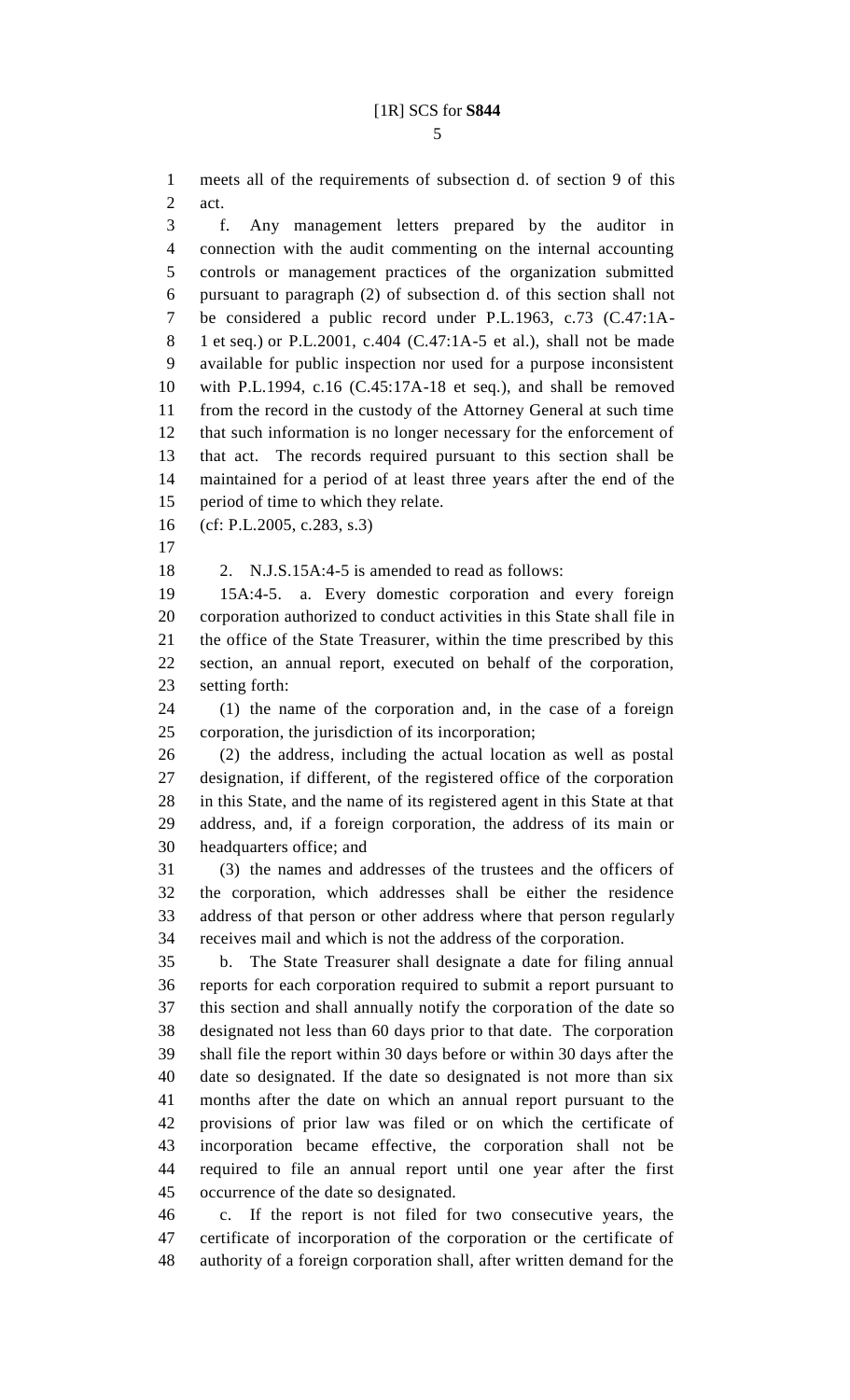meets all of the requirements of subsection d. of section 9 of this act.

f. Any management letters prepared by the auditor in connection with the audit commenting on the internal accounting controls or management practices of the organization submitted pursuant to paragraph (2) of subsection d. of this section shall not be considered a public record under P.L.1963, c.73 (C.47:1A-1 et seq.) or P.L.2001, c.404 (C.47:1A-5 et al.), shall not be made available for public inspection nor used for a purpose inconsistent with P.L.1994, c.16 (C.45:17A-18 et seq.), and shall be removed from the record in the custody of the Attorney General at such time that such information is no longer necessary for the enforcement of that act. The records required pursuant to this section shall be maintained for a period of at least three years after the end of the period of time to which they relate.

(cf: P.L.2005, c.283, s.3)

2. N.J.S.15A:4-5 is amended to read as follows:

15A:4-5. a. Every domestic corporation and every foreign corporation authorized to conduct activities in this State shall file in the office of the State Treasurer, within the time prescribed by this section, an annual report, executed on behalf of the corporation, setting forth:

(1) the name of the corporation and, in the case of a foreign corporation, the jurisdiction of its incorporation;

(2) the address, including the actual location as well as postal designation, if different, of the registered office of the corporation in this State, and the name of its registered agent in this State at that address, and, if a foreign corporation, the address of its main or headquarters office; and

(3) the names and addresses of the trustees and the officers of the corporation, which addresses shall be either the residence address of that person or other address where that person regularly receives mail and which is not the address of the corporation.

b. The State Treasurer shall designate a date for filing annual reports for each corporation required to submit a report pursuant to this section and shall annually notify the corporation of the date so designated not less than 60 days prior to that date. The corporation shall file the report within 30 days before or within 30 days after the date so designated. If the date so designated is not more than six months after the date on which an annual report pursuant to the provisions of prior law was filed or on which the certificate of incorporation became effective, the corporation shall not be required to file an annual report until one year after the first occurrence of the date so designated.

c. If the report is not filed for two consecutive years, the certificate of incorporation of the corporation or the certificate of authority of a foreign corporation shall, after written demand for the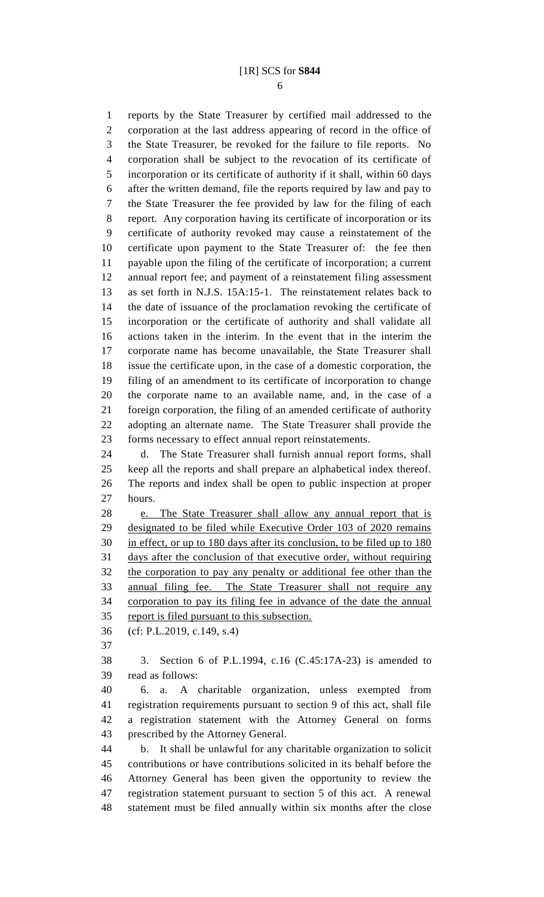reports by the State Treasurer by certified mail addressed to the corporation at the last address appearing of record in the office of the State Treasurer, be revoked for the failure to file reports. No corporation shall be subject to the revocation of its certificate of incorporation or its certificate of authority if it shall, within 60 days after the written demand, file the reports required by law and pay to the State Treasurer the fee provided by law for the filing of each report. Any corporation having its certificate of incorporation or its certificate of authority revoked may cause a reinstatement of the certificate upon payment to the State Treasurer of: the fee then payable upon the filing of the certificate of incorporation; a current annual report fee; and payment of a reinstatement filing assessment as set forth in N.J.S. 15A:15-1. The reinstatement relates back to the date of issuance of the proclamation revoking the certificate of incorporation or the certificate of authority and shall validate all actions taken in the interim. In the event that in the interim the corporate name has become unavailable, the State Treasurer shall issue the certificate upon, in the case of a domestic corporation, the filing of an amendment to its certificate of incorporation to change the corporate name to an available name, and, in the case of a foreign corporation, the filing of an amended certificate of authority adopting an alternate name. The State Treasurer shall provide the forms necessary to effect annual report reinstatements.

d. The State Treasurer shall furnish annual report forms, shall keep all the reports and shall prepare an alphabetical index thereof. The reports and index shall be open to public inspection at proper hours.

e. The State Treasurer shall allow any annual report that is designated to be filed while Executive Order 103 of 2020 remains in effect, or up to 180 days after its conclusion, to be filed up to 180 days after the conclusion of that executive order, without requiring the corporation to pay any penalty or additional fee other than the annual filing fee. The State Treasurer shall not require any corporation to pay its filing fee in advance of the date the annual report is filed pursuant to this subsection.

(cf: P.L.2019, c.149, s.4)

3. Section 6 of P.L.1994, c.16 (C.45:17A-23) is amended to read as follows:

6. a. A charitable organization, unless exempted from registration requirements pursuant to section 9 of this act, shall file a registration statement with the Attorney General on forms prescribed by the Attorney General.

b. It shall be unlawful for any charitable organization to solicit contributions or have contributions solicited in its behalf before the Attorney General has been given the opportunity to review the registration statement pursuant to section 5 of this act. A renewal statement must be filed annually within six months after the close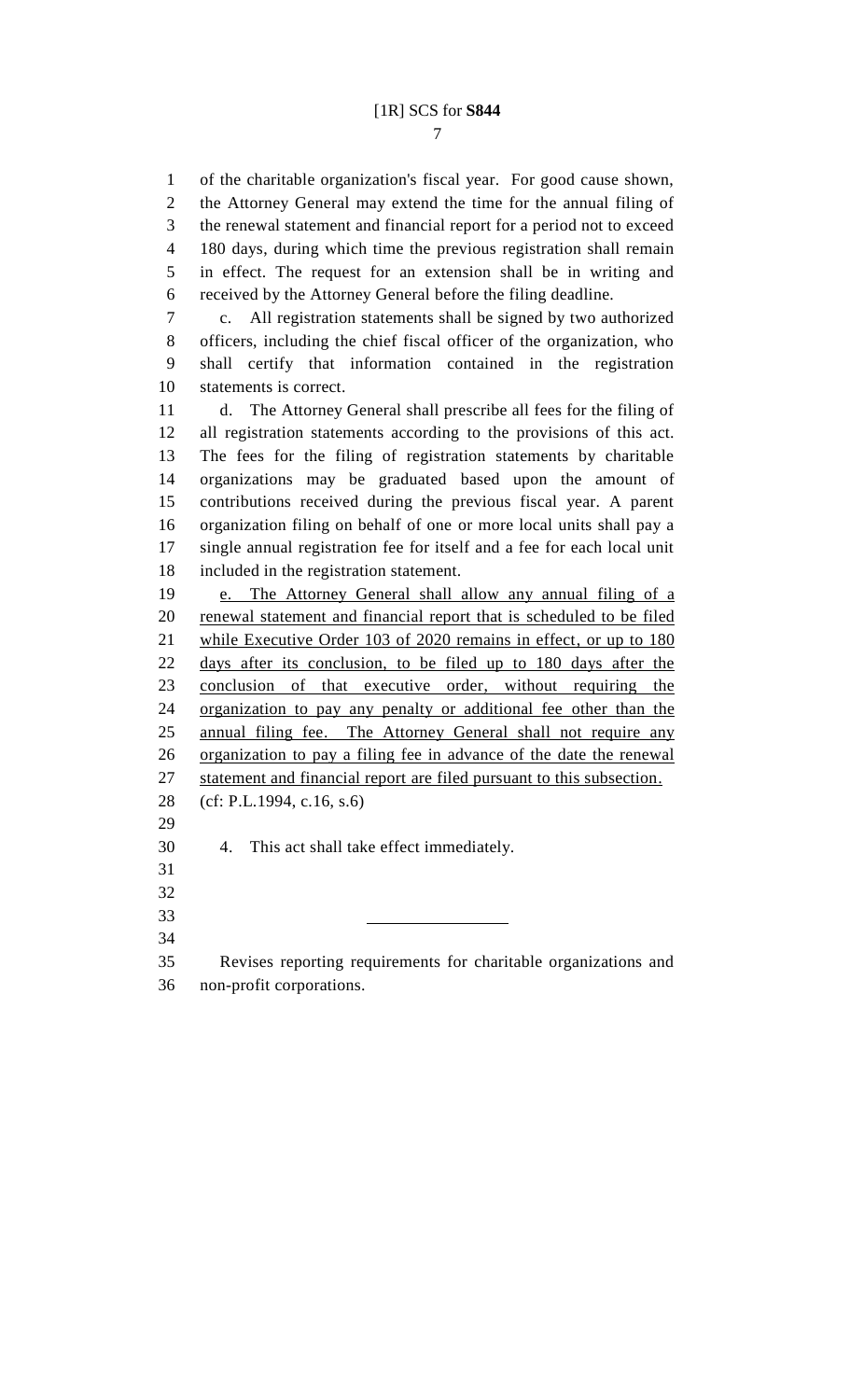of the charitable organization's fiscal year. For good cause shown, the Attorney General may extend the time for the annual filing of the renewal statement and financial report for a period not to exceed 180 days, during which time the previous registration shall remain in effect. The request for an extension shall be in writing and received by the Attorney General before the filing deadline.

c. All registration statements shall be signed by two authorized officers, including the chief fiscal officer of the organization, who shall certify that information contained in the registration statements is correct.

d. The Attorney General shall prescribe all fees for the filing of all registration statements according to the provisions of this act. The fees for the filing of registration statements by charitable organizations may be graduated based upon the amount of contributions received during the previous fiscal year. A parent organization filing on behalf of one or more local units shall pay a single annual registration fee for itself and a fee for each local unit included in the registration statement.

<u>e. The Attorney General shall allow any annual filing of a renewal statement and financial report that is scheduled to be filed while Executive Order 103 of 2020 remains in effect, or up to 180 days after its conclusion, to be filed up to 180 days after the conclusion of that executive order, without requiring the organization to pay any penalty or additional fee other than the annual filing fee. The Attorney General shall not require any organization to pay a filing fee in advance of the date the renewal statement and financial report are filed pursuant to this subsection.</u>

(cf: P.L.1994, c.16, s.6)

4. This act shall take effect immediately.

---

Revises reporting requirements for charitable organizations and non-profit corporations.